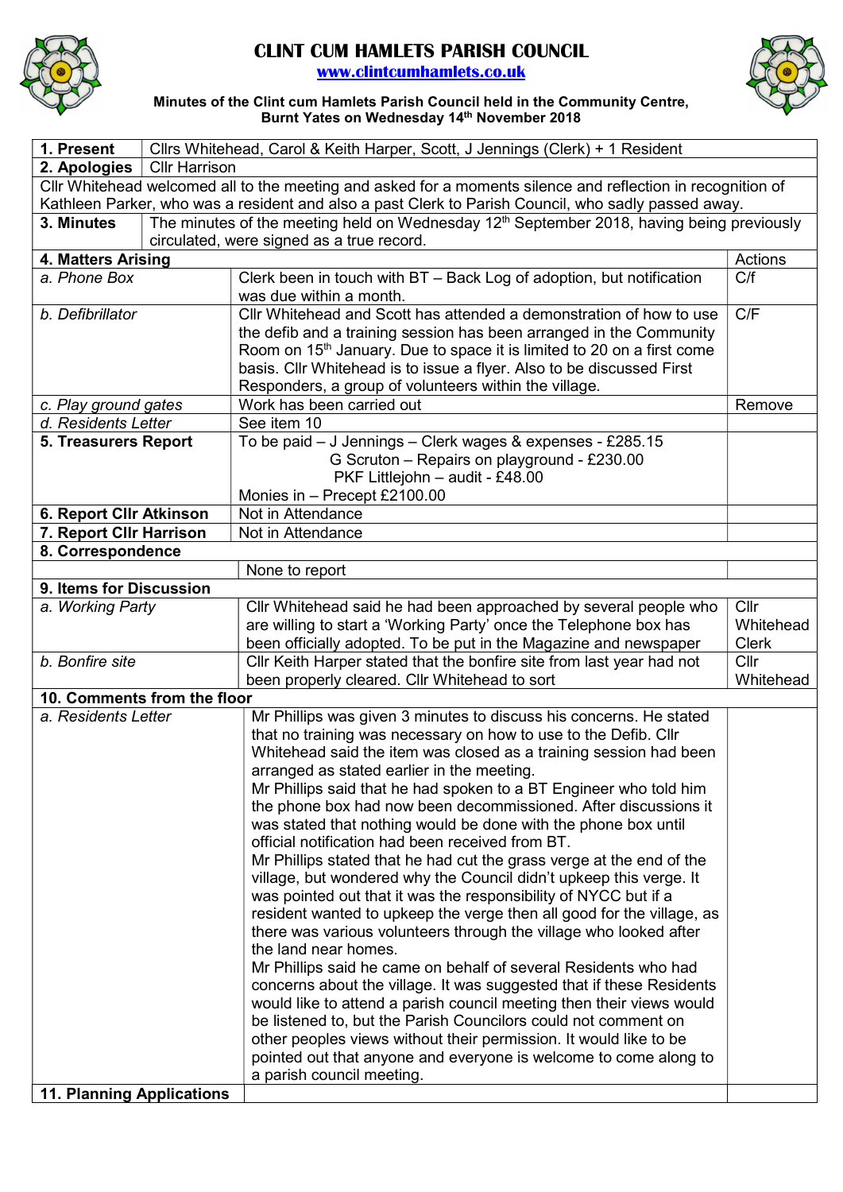# CLINT CUM HAMLETS PARISH COUNCIL

www.clintcumhamlets.co.uk

**Minutes of the Clint cum Hamlets Parish Council held in the Community Centre, Burnt Yates on Wednesday 14th November 2018**

| | | |
|---|---|---|
| **1. Present** | Cllrs Whitehead, Carol & Keith Harper, Scott, J Jennings (Clerk) + 1 Resident | |
| **2. Apologies** | Cllr Harrison | |
| Cllr Whitehead welcomed all to the meeting and asked for a moments silence and reflection in recognition of Kathleen Parker, who was a resident and also a past Clerk to Parish Council, who sadly passed away. | | |
| **3. Minutes** | The minutes of the meeting held on Wednesday 12th September 2018, having being previously circulated, were signed as a true record. | |
| **4. Matters Arising** | | Actions |
| *a. Phone Box* | Clerk been in touch with BT – Back Log of adoption, but notification was due within a month. | C/f |
| *b. Defibrillator* | Cllr Whitehead and Scott has attended a demonstration of how to use the defib and a training session has been arranged in the Community Room on 15th January. Due to space it is limited to 20 on a first come basis. Cllr Whitehead is to issue a flyer. Also to be discussed First Responders, a group of volunteers within the village. | C/F |
| *c. Play ground gates* | Work has been carried out | Remove |
| *d. Residents Letter* | See item 10 | |
| **5. Treasurers Report** | To be paid – J Jennings – Clerk wages & expenses - £285.15<br>G Scruton – Repairs on playground - £230.00<br>PKF Littlejohn – audit - £48.00<br>Monies in – Precept £2100.00 | |
| **6. Report Cllr Atkinson** | Not in Attendance | |
| **7. Report Cllr Harrison** | Not in Attendance | |
| **8. Correspondence** | | |
| | None to report | |
| **9. Items for Discussion** | | |
| *a. Working Party* | Cllr Whitehead said he had been approached by several people who are willing to start a 'Working Party' once the Telephone box has been officially adopted. To be put in the Magazine and newspaper | Cllr Whitehead<br>Clerk |
| *b. Bonfire site* | Cllr Keith Harper stated that the bonfire site from last year had not been properly cleared. Cllr Whitehead to sort | Cllr Whitehead |
| **10. Comments from the floor** | | |
| *a. Residents Letter* | Mr Phillips was given 3 minutes to discuss his concerns. He stated that no training was necessary on how to use to the Defib. Cllr Whitehead said the item was closed as a training session had been arranged as stated earlier in the meeting.<br>Mr Phillips said that he had spoken to a BT Engineer who told him the phone box had now been decommissioned. After discussions it was stated that nothing would be done with the phone box until official notification had been received from BT.<br>Mr Phillips stated that he had cut the grass verge at the end of the village, but wondered why the Council didn't upkeep this verge. It was pointed out that it was the responsibility of NYCC but if a resident wanted to upkeep the verge then all good for the village, as there was various volunteers through the village who looked after the land near homes.<br>Mr Phillips said he came on behalf of several Residents who had concerns about the village. It was suggested that if these Residents would like to attend a parish council meeting then their views would be listened to, but the Parish Councilors could not comment on other peoples views without their permission. It would like to be pointed out that anyone and everyone is welcome to come along to a parish council meeting. | |
| **11. Planning Applications** | | |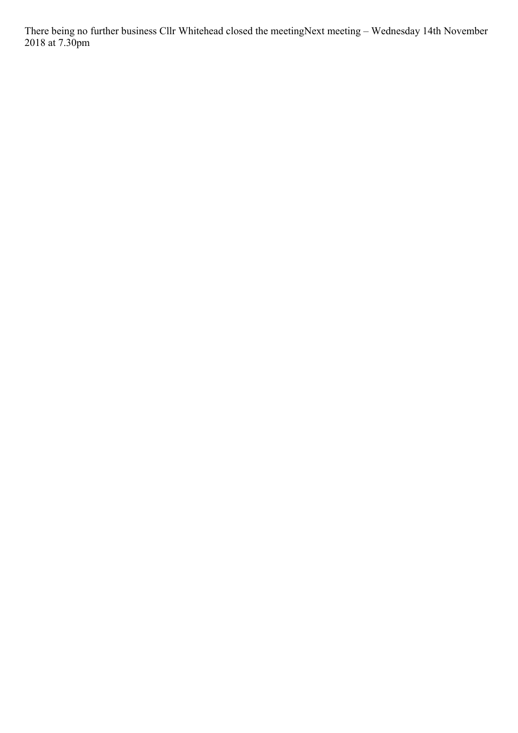There being no further business Cllr Whitehead closed the meetingNext meeting – Wednesday 14th November 2018 at 7.30pm